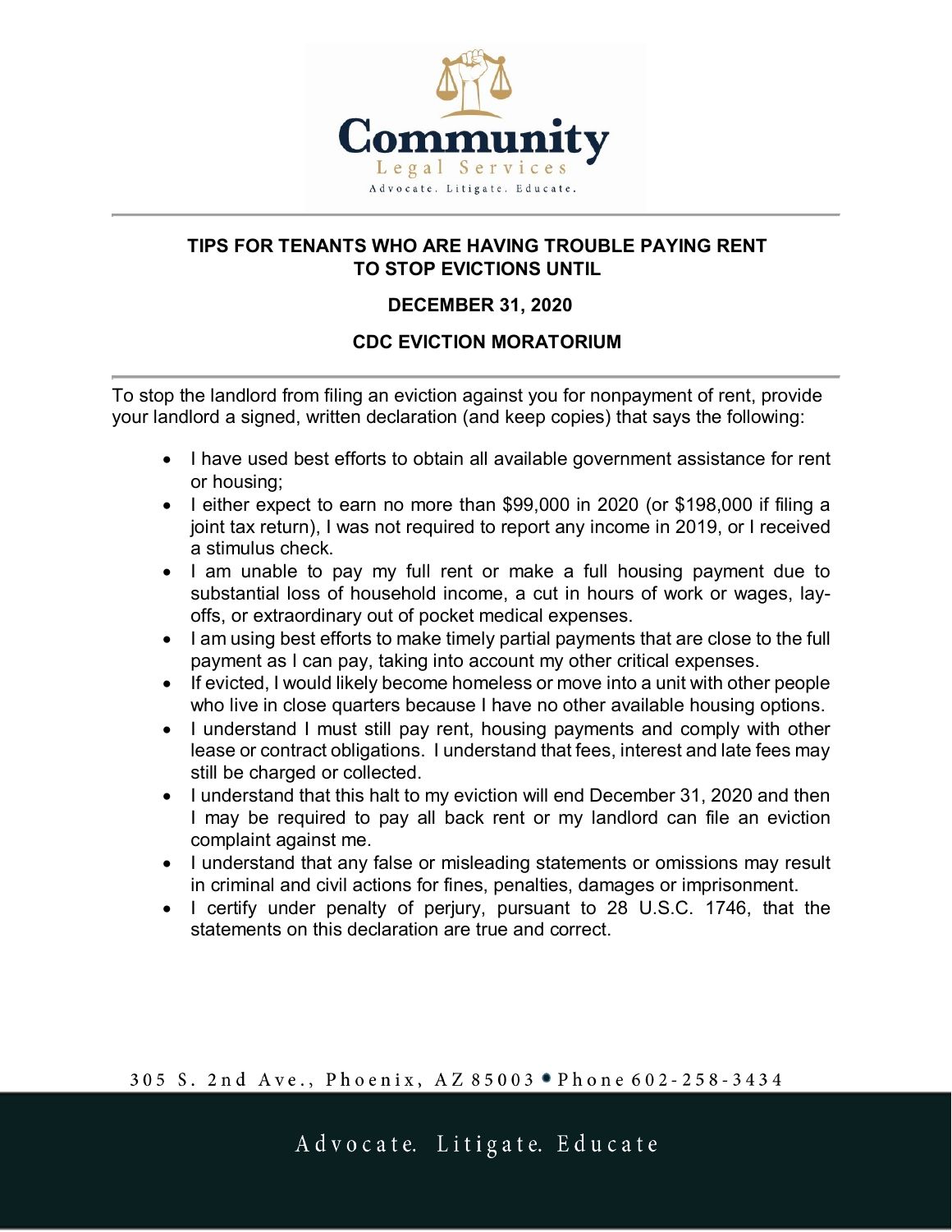# Community
## Legal Services
Advocate. Litigate. Educate.

---

**TIPS FOR TENANTS WHO ARE HAVING TROUBLE PAYING RENT TO STOP EVICTIONS UNTIL**

**DECEMBER 31, 2020**

**CDC EVICTION MORATORIUM**

---

To stop the landlord from filing an eviction against you for nonpayment of rent, provide your landlord a signed, written declaration (and keep copies) that says the following:

- I have used best efforts to obtain all available government assistance for rent or housing;
- I either expect to earn no more than $99,000 in 2020 (or $198,000 if filing a joint tax return), I was not required to report any income in 2019, or I received a stimulus check.
- I am unable to pay my full rent or make a full housing payment due to substantial loss of household income, a cut in hours of work or wages, lay-offs, or extraordinary out of pocket medical expenses.
- I am using best efforts to make timely partial payments that are close to the full payment as I can pay, taking into account my other critical expenses.
- If evicted, I would likely become homeless or move into a unit with other people who live in close quarters because I have no other available housing options.
- I understand I must still pay rent, housing payments and comply with other lease or contract obligations. I understand that fees, interest and late fees may still be charged or collected.
- I understand that this halt to my eviction will end December 31, 2020 and then I may be required to pay all back rent or my landlord can file an eviction complaint against me.
- I understand that any false or misleading statements or omissions may result in criminal and civil actions for fines, penalties, damages or imprisonment.
- I certify under penalty of perjury, pursuant to 28 U.S.C. 1746, that the statements on this declaration are true and correct.

305 S. 2nd Ave., Phoenix, AZ 85003 • Phone 602-258-3434

Advocate. Litigate. Educate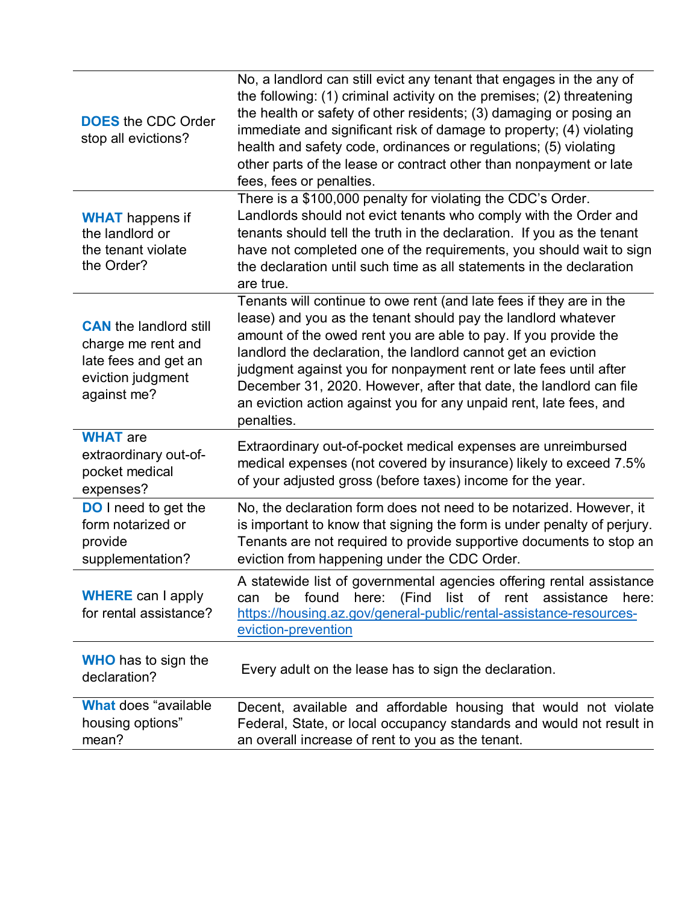| | |
|---|---|
| **DOES** the CDC Order stop all evictions? | No, a landlord can still evict any tenant that engages in the any of the following: (1) criminal activity on the premises; (2) threatening the health or safety of other residents; (3) damaging or posing an immediate and significant risk of damage to property; (4) violating health and safety code, ordinances or regulations; (5) violating other parts of the lease or contract other than nonpayment or late fees, fees or penalties. |
| **WHAT** happens if the landlord or the tenant violate the Order? | There is a $100,000 penalty for violating the CDC's Order. Landlords should not evict tenants who comply with the Order and tenants should tell the truth in the declaration. If you as the tenant have not completed one of the requirements, you should wait to sign the declaration until such time as all statements in the declaration are true. |
| **CAN** the landlord still charge me rent and late fees and get an eviction judgment against me? | Tenants will continue to owe rent (and late fees if they are in the lease) and you as the tenant should pay the landlord whatever amount of the owed rent you are able to pay. If you provide the landlord the declaration, the landlord cannot get an eviction judgment against you for nonpayment rent or late fees until after December 31, 2020. However, after that date, the landlord can file an eviction action against you for any unpaid rent, late fees, and penalties. |
| **WHAT** are extraordinary out-of-pocket medical expenses? | Extraordinary out-of-pocket medical expenses are unreimbursed medical expenses (not covered by insurance) likely to exceed 7.5% of your adjusted gross (before taxes) income for the year. |
| **DO** I need to get the form notarized or provide supplementation? | No, the declaration form does not need to be notarized. However, it is important to know that signing the form is under penalty of perjury. Tenants are not required to provide supportive documents to stop an eviction from happening under the CDC Order. |
| **WHERE** can I apply for rental assistance? | A statewide list of governmental agencies offering rental assistance can be found here: (Find list of rent assistance here: [https://housing.az.gov/general-public/rental-assistance-resources-eviction-prevention](https://housing.az.gov/general-public/rental-assistance-resources-eviction-prevention) |
| **WHO** has to sign the declaration? | Every adult on the lease has to sign the declaration. |
| **What** does "available housing options" mean? | Decent, available and affordable housing that would not violate Federal, State, or local occupancy standards and would not result in an overall increase of rent to you as the tenant. |